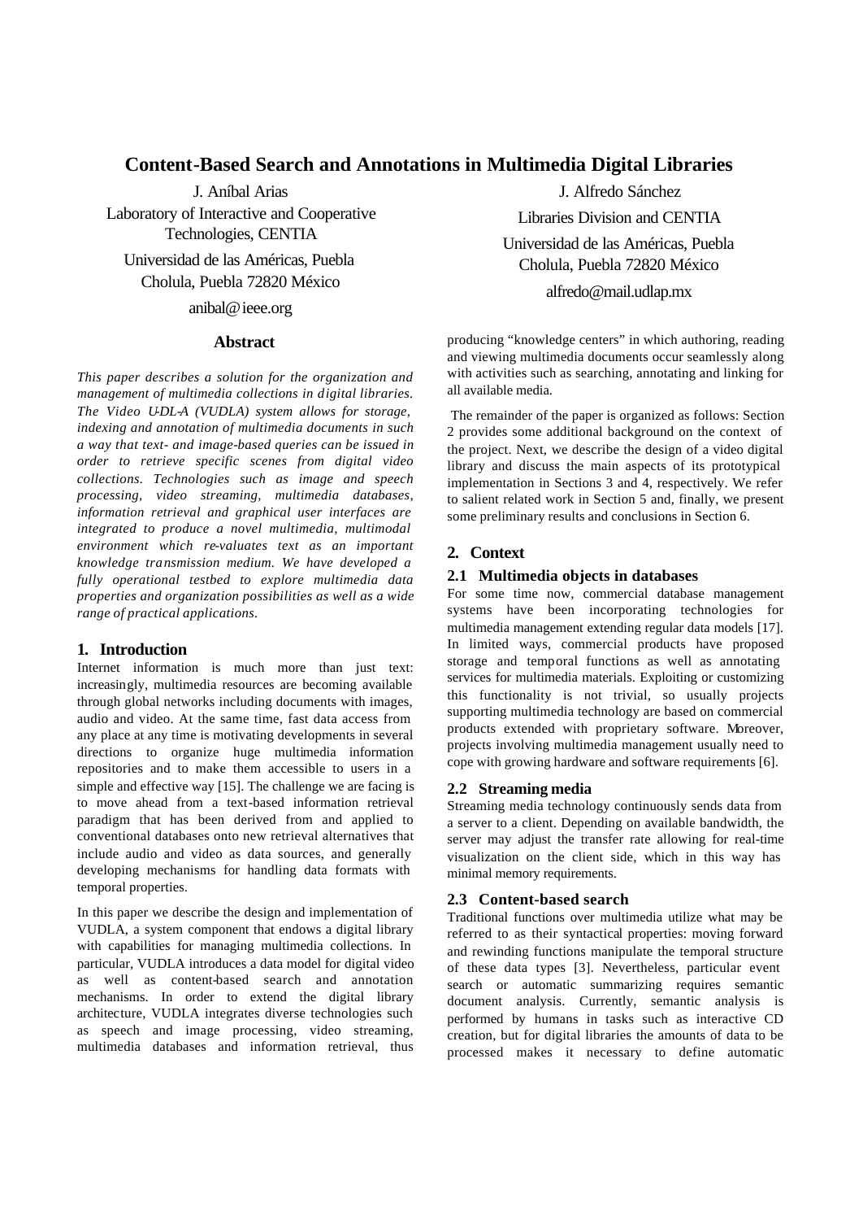# Content-Based Search and Annotations in Multimedia Digital Libraries

J. Aníbal Arias
Laboratory of Interactive and Cooperative Technologies, CENTIA
Universidad de las Américas, Puebla
Cholula, Puebla 72820 México
anibal@ieee.org

J. Alfredo Sánchez
Libraries Division and CENTIA
Universidad de las Américas, Puebla
Cholula, Puebla 72820 México
alfredo@mail.udlap.mx

## Abstract

*This paper describes a solution for the organization and management of multimedia collections in digital libraries. The Video U-DL-A (VUDLA) system allows for storage, indexing and annotation of multimedia documents in such a way that text- and image-based queries can be issued in order to retrieve specific scenes from digital video collections. Technologies such as image and speech processing, video streaming, multimedia databases, information retrieval and graphical user interfaces are integrated to produce a novel multimedia, multimodal environment which re-valuates text as an important knowledge transmission medium. We have developed a fully operational testbed to explore multimedia data properties and organization possibilities as well as a wide range of practical applications.*

## 1. Introduction

Internet information is much more than just text: increasingly, multimedia resources are becoming available through global networks including documents with images, audio and video. At the same time, fast data access from any place at any time is motivating developments in several directions to organize huge multimedia information repositories and to make them accessible to users in a simple and effective way [15]. The challenge we are facing is to move ahead from a text-based information retrieval paradigm that has been derived from and applied to conventional databases onto new retrieval alternatives that include audio and video as data sources, and generally developing mechanisms for handling data formats with temporal properties.

In this paper we describe the design and implementation of VUDLA, a system component that endows a digital library with capabilities for managing multimedia collections. In particular, VUDLA introduces a data model for digital video as well as content-based search and annotation mechanisms. In order to extend the digital library architecture, VUDLA integrates diverse technologies such as speech and image processing, video streaming, multimedia databases and information retrieval, thus producing "knowledge centers" in which authoring, reading and viewing multimedia documents occur seamlessly along with activities such as searching, annotating and linking for all available media.

The remainder of the paper is organized as follows: Section 2 provides some additional background on the context of the project. Next, we describe the design of a video digital library and discuss the main aspects of its prototypical implementation in Sections 3 and 4, respectively. We refer to salient related work in Section 5 and, finally, we present some preliminary results and conclusions in Section 6.

## 2. Context

### 2.1 Multimedia objects in databases

For some time now, commercial database management systems have been incorporating technologies for multimedia management extending regular data models [17]. In limited ways, commercial products have proposed storage and temporal functions as well as annotating services for multimedia materials. Exploiting or customizing this functionality is not trivial, so usually projects supporting multimedia technology are based on commercial products extended with proprietary software. Moreover, projects involving multimedia management usually need to cope with growing hardware and software requirements [6].

### 2.2 Streaming media

Streaming media technology continuously sends data from a server to a client. Depending on available bandwidth, the server may adjust the transfer rate allowing for real-time visualization on the client side, which in this way has minimal memory requirements.

### 2.3 Content-based search

Traditional functions over multimedia utilize what may be referred to as their syntactical properties: moving forward and rewinding functions manipulate the temporal structure of these data types [3]. Nevertheless, particular event search or automatic summarizing requires semantic document analysis. Currently, semantic analysis is performed by humans in tasks such as interactive CD creation, but for digital libraries the amounts of data to be processed makes it necessary to define automatic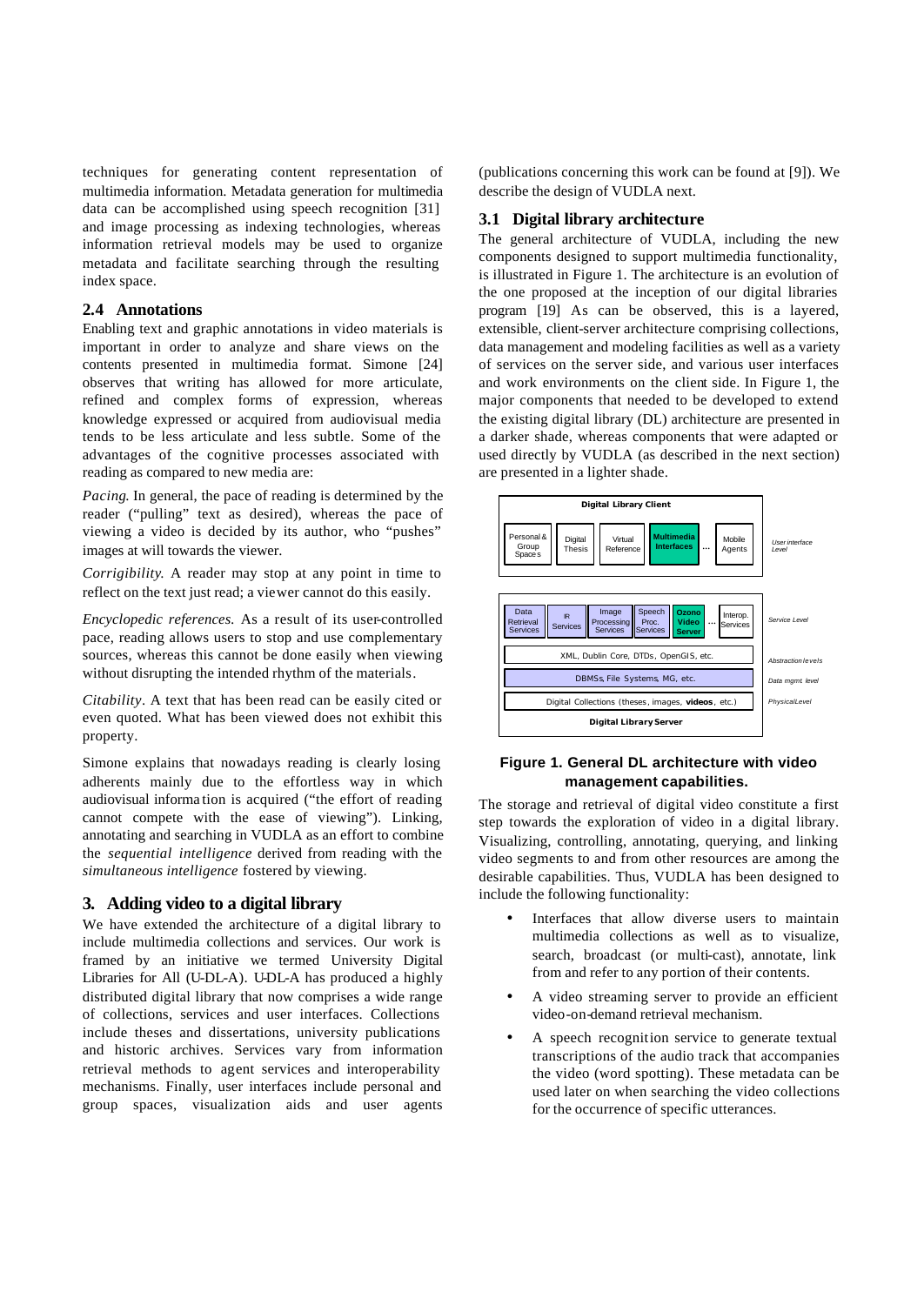techniques for generating content representation of multimedia information. Metadata generation for multimedia data can be accomplished using speech recognition [31] and image processing as indexing technologies, whereas information retrieval models may be used to organize metadata and facilitate searching through the resulting index space.

### 2.4 Annotations

Enabling text and graphic annotations in video materials is important in order to analyze and share views on the contents presented in multimedia format. Simone [24] observes that writing has allowed for more articulate, refined and complex forms of expression, whereas knowledge expressed or acquired from audiovisual media tends to be less articulate and less subtle. Some of the advantages of the cognitive processes associated with reading as compared to new media are:

*Pacing.* In general, the pace of reading is determined by the reader ("pulling" text as desired), whereas the pace of viewing a video is decided by its author, who "pushes" images at will towards the viewer.

*Corrigibility.* A reader may stop at any point in time to reflect on the text just read; a viewer cannot do this easily.

*Encyclopedic references.* As a result of its user-controlled pace, reading allows users to stop and use complementary sources, whereas this cannot be done easily when viewing without disrupting the intended rhythm of the materials.

*Citability*. A text that has been read can be easily cited or even quoted. What has been viewed does not exhibit this property.

Simone explains that nowadays reading is clearly losing adherents mainly due to the effortless way in which audiovisual information is acquired ("the effort of reading cannot compete with the ease of viewing"). Linking, annotating and searching in VUDLA as an effort to combine the *sequential intelligence* derived from reading with the *simultaneous intelligence* fostered by viewing.

## 3. Adding video to a digital library

We have extended the architecture of a digital library to include multimedia collections and services. Our work is framed by an initiative we termed University Digital Libraries for All (U-DL-A). U-DL-A has produced a highly distributed digital library that now comprises a wide range of collections, services and user interfaces. Collections include theses and dissertations, university publications and historic archives. Services vary from information retrieval methods to agent services and interoperability mechanisms. Finally, user interfaces include personal and group spaces, visualization aids and user agents (publications concerning this work can be found at [9]). We describe the design of VUDLA next.

### 3.1 Digital library architecture

The general architecture of VUDLA, including the new components designed to support multimedia functionality, is illustrated in Figure 1. The architecture is an evolution of the one proposed at the inception of our digital libraries program [19] As can be observed, this is a layered, extensible, client-server architecture comprising collections, data management and modeling facilities as well as a variety of services on the server side, and various user interfaces and work environments on the client side. In Figure 1, the major components that needed to be developed to extend the existing digital library (DL) architecture are presented in a darker shade, whereas components that were adapted or used directly by VUDLA (as described in the next section) are presented in a lighter shade.

Digital Library Client: Personal & Group Spaces | Digital Thesis | Virtual Reference | **Multimedia Interfaces** | ... | Mobile Agents — *User interface Level*

Data Retrieval Services | IR Services | Image Processing Services | Speech Proc. Services | **Ozono Video Server** | ... | Interop. Services — *Service Level*

XML, Dublin Core, DTDs, OpenGIS, etc. — *Abstraction levels*

DBMSs, File Systems, MG, etc. — *Data mgmt. level*

Digital Collections (theses, images, **videos**, etc.) — *Physical Level*

Digital Library Server

**Figure 1. General DL architecture with video management capabilities.**

The storage and retrieval of digital video constitute a first step towards the exploration of video in a digital library. Visualizing, controlling, annotating, querying, and linking video segments to and from other resources are among the desirable capabilities. Thus, VUDLA has been designed to include the following functionality:

- Interfaces that allow diverse users to maintain multimedia collections as well as to visualize, search, broadcast (or multi-cast), annotate, link from and refer to any portion of their contents.
- A video streaming server to provide an efficient video-on-demand retrieval mechanism.
- A speech recognition service to generate textual transcriptions of the audio track that accompanies the video (word spotting). These metadata can be used later on when searching the video collections for the occurrence of specific utterances.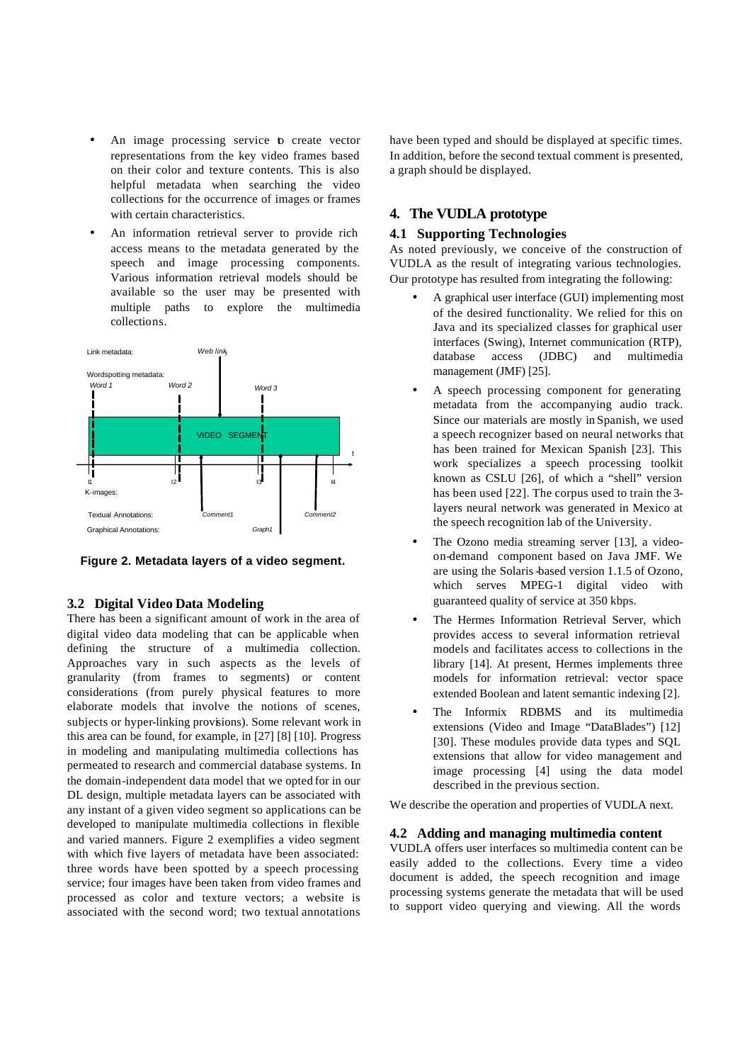- An image processing service to create vector representations from the key video frames based on their color and texture contents. This is also helpful metadata when searching the video collections for the occurrence of images or frames with certain characteristics.
- An information retrieval server to provide rich access means to the metadata generated by the speech and image processing components. Various information retrieval models should be available so the user may be presented with multiple paths to explore the multimedia collections.

**Figure 2. Metadata layers of a video segment.**

### 3.2 Digital Video Data Modeling

There has been a significant amount of work in the area of digital video data modeling that can be applicable when defining the structure of a multimedia collection. Approaches vary in such aspects as the levels of granularity (from frames to segments) or content considerations (from purely physical features to more elaborate models that involve the notions of scenes, subjects or hyper-linking provisions). Some relevant work in this area can be found, for example, in [27] [8] [10]. Progress in modeling and manipulating multimedia collections has permeated to research and commercial database systems. In the domain-independent data model that we opted for in our DL design, multiple metadata layers can be associated with any instant of a given video segment so applications can be developed to manipulate multimedia collections in flexible and varied manners. Figure 2 exemplifies a video segment with which five layers of metadata have been associated: three words have been spotted by a speech processing service; four images have been taken from video frames and processed as color and texture vectors; a website is associated with the second word; two textual annotations have been typed and should be displayed at specific times. In addition, before the second textual comment is presented, a graph should be displayed.

## 4. The VUDLA prototype

### 4.1 Supporting Technologies

As noted previously, we conceive of the construction of VUDLA as the result of integrating various technologies. Our prototype has resulted from integrating the following:

- A graphical user interface (GUI) implementing most of the desired functionality. We relied for this on Java and its specialized classes for graphical user interfaces (Swing), Internet communication (RTP), database access (JDBC) and multimedia management (JMF) [25].
- A speech processing component for generating metadata from the accompanying audio track. Since our materials are mostly in Spanish, we used a speech recognizer based on neural networks that has been trained for Mexican Spanish [23]. This work specializes a speech processing toolkit known as CSLU [26], of which a "shell" version has been used [22]. The corpus used to train the 3-layers neural network was generated in Mexico at the speech recognition lab of the University.
- The Ozono media streaming server [13], a video-on-demand component based on Java JMF. We are using the Solaris-based version 1.1.5 of Ozono, which serves MPEG-1 digital video with guaranteed quality of service at 350 kbps.
- The Hermes Information Retrieval Server, which provides access to several information retrieval models and facilitates access to collections in the library [14]. At present, Hermes implements three models for information retrieval: vector space extended Boolean and latent semantic indexing [2].
- The Informix RDBMS and its multimedia extensions (Video and Image "DataBlades") [12] [30]. These modules provide data types and SQL extensions that allow for video management and image processing [4] using the data model described in the previous section.

We describe the operation and properties of VUDLA next.

### 4.2 Adding and managing multimedia content

VUDLA offers user interfaces so multimedia content can be easily added to the collections. Every time a video document is added, the speech recognition and image processing systems generate the metadata that will be used to support video querying and viewing. All the words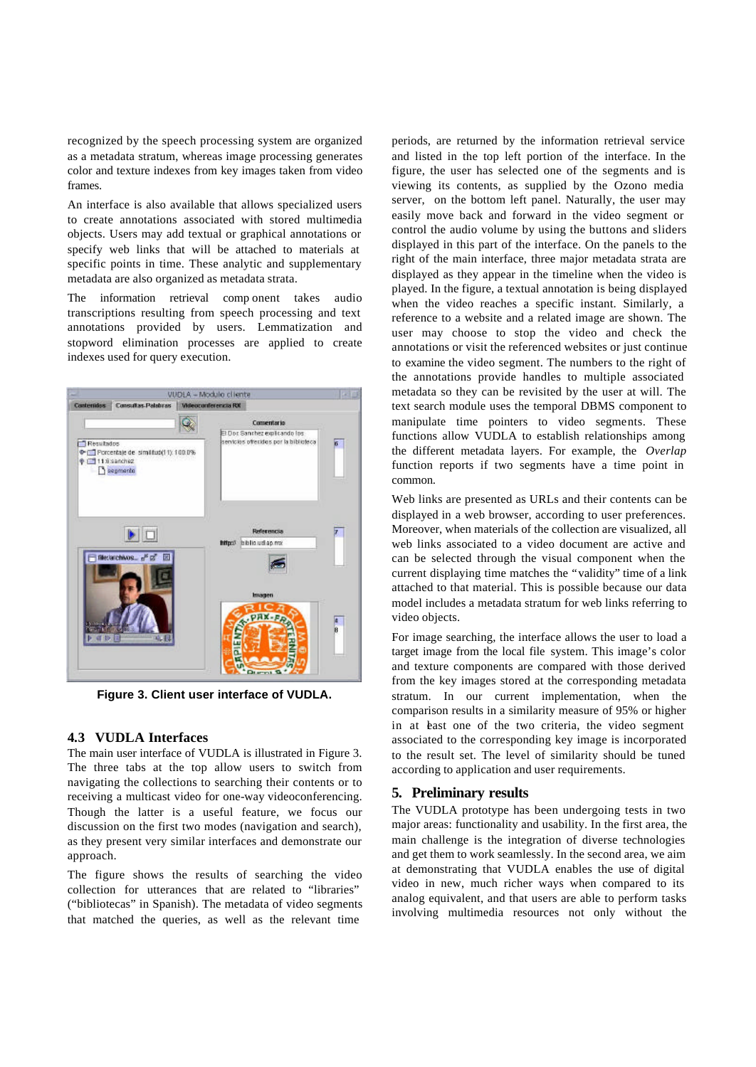recognized by the speech processing system are organized as a metadata stratum, whereas image processing generates color and texture indexes from key images taken from video frames.

An interface is also available that allows specialized users to create annotations associated with stored multimedia objects. Users may add textual or graphical annotations or specify web links that will be attached to materials at specific points in time. These analytic and supplementary metadata are also organized as metadata strata.

The information retrieval component takes audio transcriptions resulting from speech processing and text annotations provided by users. Lemmatization and stopword elimination processes are applied to create indexes used for query execution.

**Figure 3. Client user interface of VUDLA.**

### 4.3 VUDLA Interfaces

The main user interface of VUDLA is illustrated in Figure 3. The three tabs at the top allow users to switch from navigating the collections to searching their contents or to receiving a multicast video for one-way videoconferencing. Though the latter is a useful feature, we focus our discussion on the first two modes (navigation and search), as they present very similar interfaces and demonstrate our approach.

The figure shows the results of searching the video collection for utterances that are related to "libraries" ("bibliotecas" in Spanish). The metadata of video segments that matched the queries, as well as the relevant time periods, are returned by the information retrieval service and listed in the top left portion of the interface. In the figure, the user has selected one of the segments and is viewing its contents, as supplied by the Ozono media server, on the bottom left panel. Naturally, the user may easily move back and forward in the video segment or control the audio volume by using the buttons and sliders displayed in this part of the interface. On the panels to the right of the main interface, three major metadata strata are displayed as they appear in the timeline when the video is played. In the figure, a textual annotation is being displayed when the video reaches a specific instant. Similarly, a reference to a website and a related image are shown. The user may choose to stop the video and check the annotations or visit the referenced websites or just continue to examine the video segment. The numbers to the right of the annotations provide handles to multiple associated metadata so they can be revisited by the user at will. The text search module uses the temporal DBMS component to manipulate time pointers to video segments. These functions allow VUDLA to establish relationships among the different metadata layers. For example, the *Overlap* function reports if two segments have a time point in common.

Web links are presented as URLs and their contents can be displayed in a web browser, according to user preferences. Moreover, when materials of the collection are visualized, all web links associated to a video document are active and can be selected through the visual component when the current displaying time matches the "validity" time of a link attached to that material. This is possible because our data model includes a metadata stratum for web links referring to video objects.

For image searching, the interface allows the user to load a target image from the local file system. This image's color and texture components are compared with those derived from the key images stored at the corresponding metadata stratum. In our current implementation, when the comparison results in a similarity measure of 95% or higher in at least one of the two criteria, the video segment associated to the corresponding key image is incorporated to the result set. The level of similarity should be tuned according to application and user requirements.

## 5. Preliminary results

The VUDLA prototype has been undergoing tests in two major areas: functionality and usability. In the first area, the main challenge is the integration of diverse technologies and get them to work seamlessly. In the second area, we aim at demonstrating that VUDLA enables the use of digital video in new, much richer ways when compared to its analog equivalent, and that users are able to perform tasks involving multimedia resources not only without the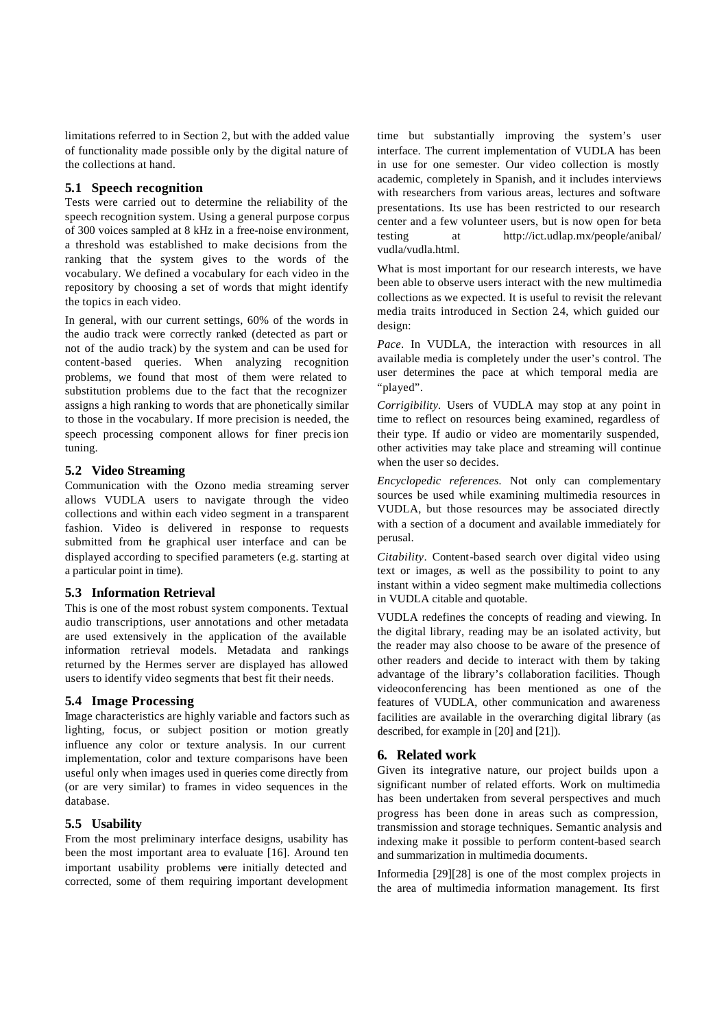limitations referred to in Section 2, but with the added value of functionality made possible only by the digital nature of the collections at hand.

### 5.1 Speech recognition

Tests were carried out to determine the reliability of the speech recognition system. Using a general purpose corpus of 300 voices sampled at 8 kHz in a free-noise environment, a threshold was established to make decisions from the ranking that the system gives to the words of the vocabulary. We defined a vocabulary for each video in the repository by choosing a set of words that might identify the topics in each video.

In general, with our current settings, 60% of the words in the audio track were correctly ranked (detected as part or not of the audio track) by the system and can be used for content-based queries. When analyzing recognition problems, we found that most of them were related to substitution problems due to the fact that the recognizer assigns a high ranking to words that are phonetically similar to those in the vocabulary. If more precision is needed, the speech processing component allows for finer precision tuning.

### 5.2 Video Streaming

Communication with the Ozono media streaming server allows VUDLA users to navigate through the video collections and within each video segment in a transparent fashion. Video is delivered in response to requests submitted from the graphical user interface and can be displayed according to specified parameters (e.g. starting at a particular point in time).

### 5.3 Information Retrieval

This is one of the most robust system components. Textual audio transcriptions, user annotations and other metadata are used extensively in the application of the available information retrieval models. Metadata and rankings returned by the Hermes server are displayed has allowed users to identify video segments that best fit their needs.

### 5.4 Image Processing

Image characteristics are highly variable and factors such as lighting, focus, or subject position or motion greatly influence any color or texture analysis. In our current implementation, color and texture comparisons have been useful only when images used in queries come directly from (or are very similar) to frames in video sequences in the database.

### 5.5 Usability

From the most preliminary interface designs, usability has been the most important area to evaluate [16]. Around ten important usability problems were initially detected and corrected, some of them requiring important development time but substantially improving the system's user interface. The current implementation of VUDLA has been in use for one semester. Our video collection is mostly academic, completely in Spanish, and it includes interviews with researchers from various areas, lectures and software presentations. Its use has been restricted to our research center and a few volunteer users, but is now open for beta testing at http://ict.udlap.mx/people/anibal/vudla/vudla.html.

What is most important for our research interests, we have been able to observe users interact with the new multimedia collections as we expected. It is useful to revisit the relevant media traits introduced in Section 2.4, which guided our design:

*Pace*. In VUDLA, the interaction with resources in all available media is completely under the user's control. The user determines the pace at which temporal media are "played".

*Corrigibility*. Users of VUDLA may stop at any point in time to reflect on resources being examined, regardless of their type. If audio or video are momentarily suspended, other activities may take place and streaming will continue when the user so decides.

*Encyclopedic references*. Not only can complementary sources be used while examining multimedia resources in VUDLA, but those resources may be associated directly with a section of a document and available immediately for perusal.

*Citability*. Content-based search over digital video using text or images, as well as the possibility to point to any instant within a video segment make multimedia collections in VUDLA citable and quotable.

VUDLA redefines the concepts of reading and viewing. In the digital library, reading may be an isolated activity, but the reader may also choose to be aware of the presence of other readers and decide to interact with them by taking advantage of the library's collaboration facilities. Though videoconferencing has been mentioned as one of the features of VUDLA, other communication and awareness facilities are available in the overarching digital library (as described, for example in [20] and [21]).

## 6. Related work

Given its integrative nature, our project builds upon a significant number of related efforts. Work on multimedia has been undertaken from several perspectives and much progress has been done in areas such as compression, transmission and storage techniques. Semantic analysis and indexing make it possible to perform content-based search and summarization in multimedia documents.

Informedia [29][28] is one of the most complex projects in the area of multimedia information management. Its first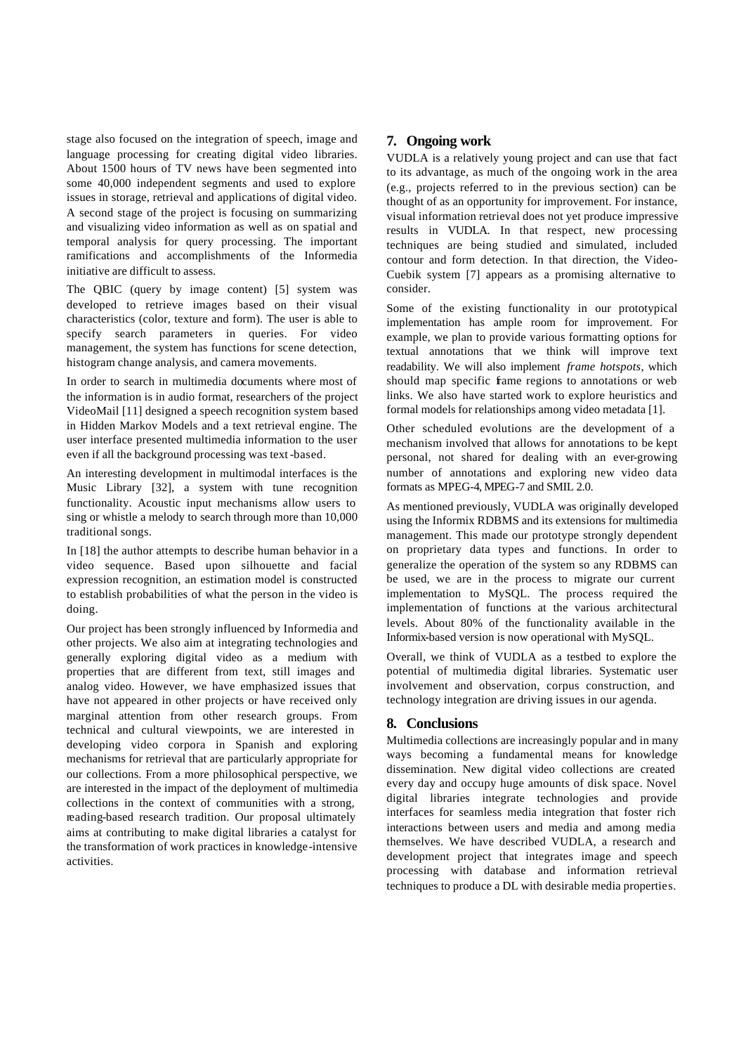stage also focused on the integration of speech, image and language processing for creating digital video libraries. About 1500 hours of TV news have been segmented into some 40,000 independent segments and used to explore issues in storage, retrieval and applications of digital video. A second stage of the project is focusing on summarizing and visualizing video information as well as on spatial and temporal analysis for query processing. The important ramifications and accomplishments of the Informedia initiative are difficult to assess.

The QBIC (query by image content) [5] system was developed to retrieve images based on their visual characteristics (color, texture and form). The user is able to specify search parameters in queries. For video management, the system has functions for scene detection, histogram change analysis, and camera movements.

In order to search in multimedia documents where most of the information is in audio format, researchers of the project VideoMail [11] designed a speech recognition system based in Hidden Markov Models and a text retrieval engine. The user interface presented multimedia information to the user even if all the background processing was text-based.

An interesting development in multimodal interfaces is the Music Library [32], a system with tune recognition functionality. Acoustic input mechanisms allow users to sing or whistle a melody to search through more than 10,000 traditional songs.

In [18] the author attempts to describe human behavior in a video sequence. Based upon silhouette and facial expression recognition, an estimation model is constructed to establish probabilities of what the person in the video is doing.

Our project has been strongly influenced by Informedia and other projects. We also aim at integrating technologies and generally exploring digital video as a medium with properties that are different from text, still images and analog video. However, we have emphasized issues that have not appeared in other projects or have received only marginal attention from other research groups. From technical and cultural viewpoints, we are interested in developing video corpora in Spanish and exploring mechanisms for retrieval that are particularly appropriate for our collections. From a more philosophical perspective, we are interested in the impact of the deployment of multimedia collections in the context of communities with a strong, reading-based research tradition. Our proposal ultimately aims at contributing to make digital libraries a catalyst for the transformation of work practices in knowledge-intensive activities.

## 7. Ongoing work

VUDLA is a relatively young project and can use that fact to its advantage, as much of the ongoing work in the area (e.g., projects referred to in the previous section) can be thought of as an opportunity for improvement. For instance, visual information retrieval does not yet produce impressive results in VUDLA. In that respect, new processing techniques are being studied and simulated, included contour and form detection. In that direction, the Video-Cuebik system [7] appears as a promising alternative to consider.

Some of the existing functionality in our prototypical implementation has ample room for improvement. For example, we plan to provide various formatting options for textual annotations that we think will improve text readability. We will also implement *frame hotspots*, which should map specific frame regions to annotations or web links. We also have started work to explore heuristics and formal models for relationships among video metadata [1].

Other scheduled evolutions are the development of a mechanism involved that allows for annotations to be kept personal, not shared for dealing with an ever-growing number of annotations and exploring new video data formats as MPEG-4, MPEG-7 and SMIL 2.0.

As mentioned previously, VUDLA was originally developed using the Informix RDBMS and its extensions for multimedia management. This made our prototype strongly dependent on proprietary data types and functions. In order to generalize the operation of the system so any RDBMS can be used, we are in the process to migrate our current implementation to MySQL. The process required the implementation of functions at the various architectural levels. About 80% of the functionality available in the Informix-based version is now operational with MySQL.

Overall, we think of VUDLA as a testbed to explore the potential of multimedia digital libraries. Systematic user involvement and observation, corpus construction, and technology integration are driving issues in our agenda.

## 8. Conclusions

Multimedia collections are increasingly popular and in many ways becoming a fundamental means for knowledge dissemination. New digital video collections are created every day and occupy huge amounts of disk space. Novel digital libraries integrate technologies and provide interfaces for seamless media integration that foster rich interactions between users and media and among media themselves. We have described VUDLA, a research and development project that integrates image and speech processing with database and information retrieval techniques to produce a DL with desirable media properties.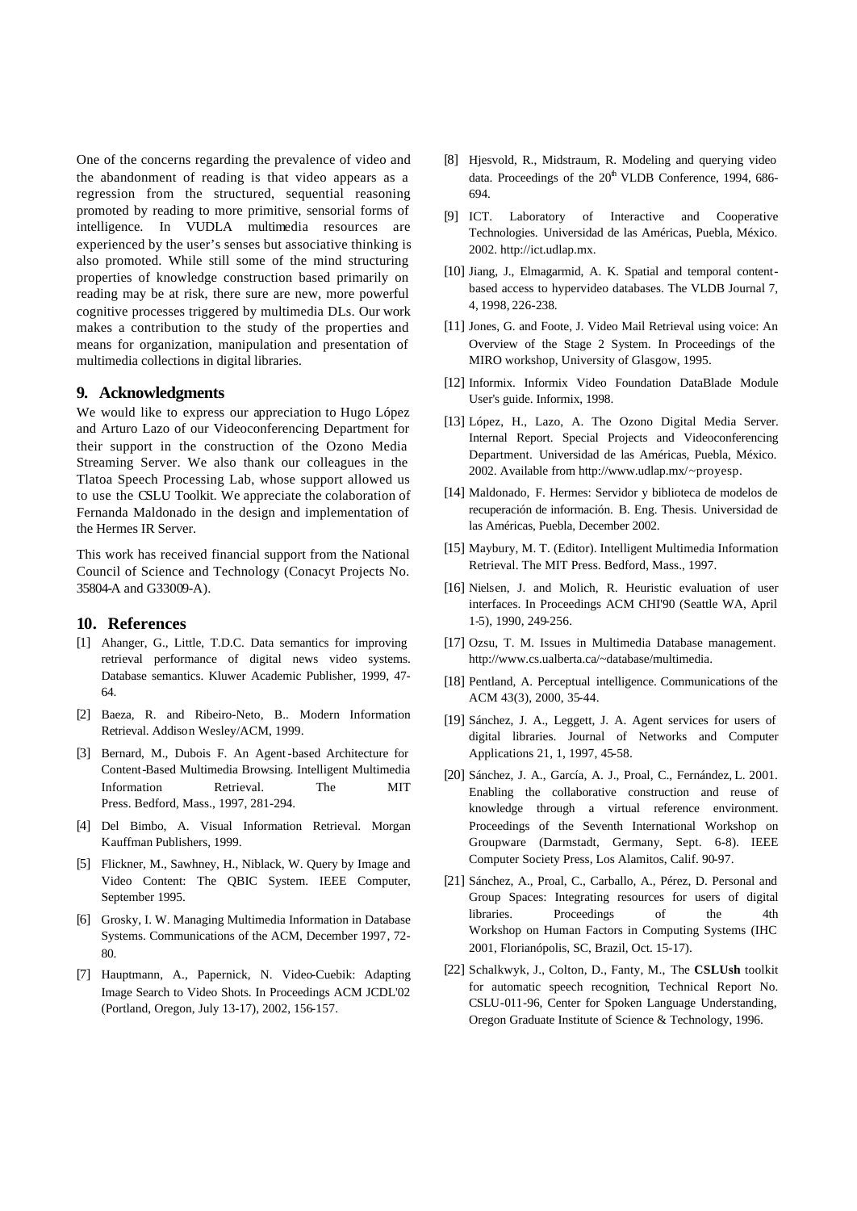One of the concerns regarding the prevalence of video and the abandonment of reading is that video appears as a regression from the structured, sequential reasoning promoted by reading to more primitive, sensorial forms of intelligence. In VUDLA multimedia resources are experienced by the user's senses but associative thinking is also promoted. While still some of the mind structuring properties of knowledge construction based primarily on reading may be at risk, there sure are new, more powerful cognitive processes triggered by multimedia DLs. Our work makes a contribution to the study of the properties and means for organization, manipulation and presentation of multimedia collections in digital libraries.

## 9. Acknowledgments

We would like to express our appreciation to Hugo López and Arturo Lazo of our Videoconferencing Department for their support in the construction of the Ozono Media Streaming Server. We also thank our colleagues in the Tlatoa Speech Processing Lab, whose support allowed us to use the CSLU Toolkit. We appreciate the colaboration of Fernanda Maldonado in the design and implementation of the Hermes IR Server.

This work has received financial support from the National Council of Science and Technology (Conacyt Projects No. 35804-A and G33009-A).

## 10. References

[1] Ahanger, G., Little, T.D.C. Data semantics for improving retrieval performance of digital news video systems. Database semantics. Kluwer Academic Publisher, 1999, 47-64.

[2] Baeza, R. and Ribeiro-Neto, B.. Modern Information Retrieval. Addison Wesley/ACM, 1999.

[3] Bernard, M., Dubois F. An Agent-based Architecture for Content-Based Multimedia Browsing. Intelligent Multimedia Information Retrieval. The MIT Press. Bedford, Mass., 1997, 281-294.

[4] Del Bimbo, A. Visual Information Retrieval. Morgan Kauffman Publishers, 1999.

[5] Flickner, M., Sawhney, H., Niblack, W. Query by Image and Video Content: The QBIC System. IEEE Computer, September 1995.

[6] Grosky, I. W. Managing Multimedia Information in Database Systems. Communications of the ACM, December 1997, 72-80.

[7] Hauptmann, A., Papernick, N. Video-Cuebik: Adapting Image Search to Video Shots. In Proceedings ACM JCDL'02 (Portland, Oregon, July 13-17), 2002, 156-157.

[8] Hjesvold, R., Midstraum, R. Modeling and querying video data. Proceedings of the 20th VLDB Conference, 1994, 686-694.

[9] ICT. Laboratory of Interactive and Cooperative Technologies. Universidad de las Américas, Puebla, México. 2002. http://ict.udlap.mx.

[10] Jiang, J., Elmagarmid, A. K. Spatial and temporal content-based access to hypervideo databases. The VLDB Journal 7, 4, 1998, 226-238.

[11] Jones, G. and Foote, J. Video Mail Retrieval using voice: An Overview of the Stage 2 System. In Proceedings of the MIRO workshop, University of Glasgow, 1995.

[12] Informix. Informix Video Foundation DataBlade Module User's guide. Informix, 1998.

[13] López, H., Lazo, A. The Ozono Digital Media Server. Internal Report. Special Projects and Videoconferencing Department. Universidad de las Américas, Puebla, México. 2002. Available from http://www.udlap.mx/~proyesp.

[14] Maldonado, F. Hermes: Servidor y biblioteca de modelos de recuperación de información. B. Eng. Thesis. Universidad de las Américas, Puebla, December 2002.

[15] Maybury, M. T. (Editor). Intelligent Multimedia Information Retrieval. The MIT Press. Bedford, Mass., 1997.

[16] Nielsen, J. and Molich, R. Heuristic evaluation of user interfaces. In Proceedings ACM CHI'90 (Seattle WA, April 1-5), 1990, 249-256.

[17] Ozsu, T. M. Issues in Multimedia Database management. http://www.cs.ualberta.ca/~database/multimedia.

[18] Pentland, A. Perceptual intelligence. Communications of the ACM 43(3), 2000, 35-44.

[19] Sánchez, J. A., Leggett, J. A. Agent services for users of digital libraries. Journal of Networks and Computer Applications 21, 1, 1997, 45-58.

[20] Sánchez, J. A., García, A. J., Proal, C., Fernández, L. 2001. Enabling the collaborative construction and reuse of knowledge through a virtual reference environment. Proceedings of the Seventh International Workshop on Groupware (Darmstadt, Germany, Sept. 6-8). IEEE Computer Society Press, Los Alamitos, Calif. 90-97.

[21] Sánchez, A., Proal, C., Carballo, A., Pérez, D. Personal and Group Spaces: Integrating resources for users of digital libraries. Proceedings of the 4th Workshop on Human Factors in Computing Systems (IHC 2001, Florianópolis, SC, Brazil, Oct. 15-17).

[22] Schalkwyk, J., Colton, D., Fanty, M., The **CSLUsh** toolkit for automatic speech recognition, Technical Report No. CSLU-011-96, Center for Spoken Language Understanding, Oregon Graduate Institute of Science & Technology, 1996.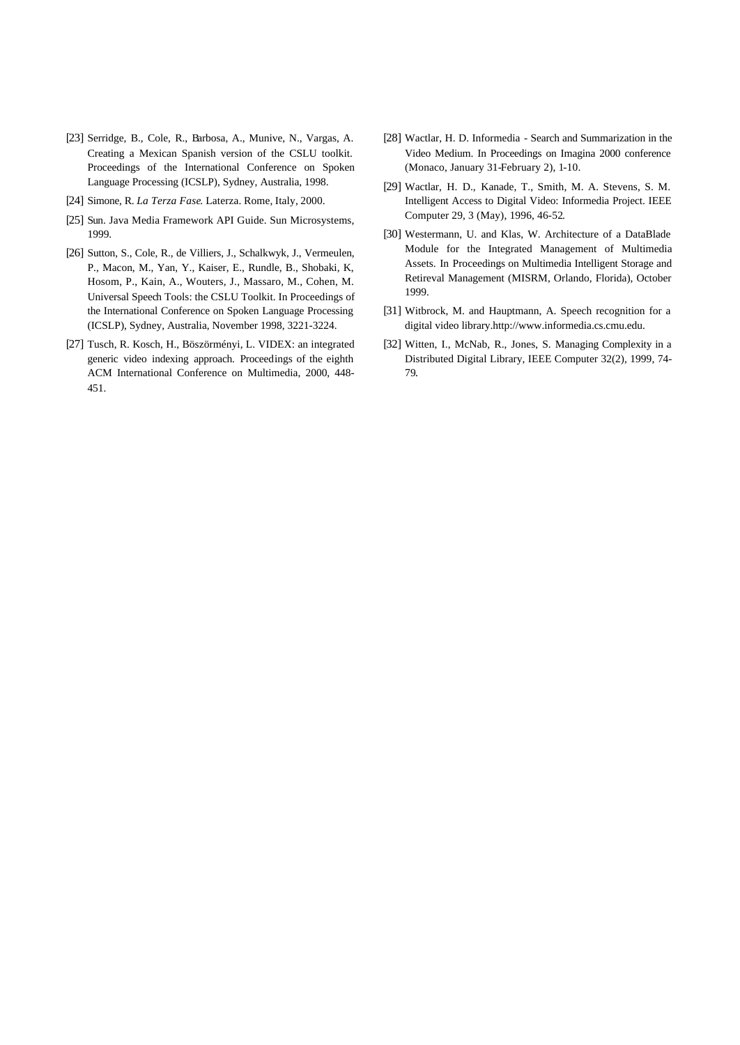[23] Serridge, B., Cole, R., Barbosa, A., Munive, N., Vargas, A. Creating a Mexican Spanish version of the CSLU toolkit. Proceedings of the International Conference on Spoken Language Processing (ICSLP), Sydney, Australia, 1998.

[24] Simone, R. *La Terza Fase*. Laterza. Rome, Italy, 2000.

[25] Sun. Java Media Framework API Guide. Sun Microsystems, 1999.

[26] Sutton, S., Cole, R., de Villiers, J., Schalkwyk, J., Vermeulen, P., Macon, M., Yan, Y., Kaiser, E., Rundle, B., Shobaki, K, Hosom, P., Kain, A., Wouters, J., Massaro, M., Cohen, M. Universal Speech Tools: the CSLU Toolkit. In Proceedings of the International Conference on Spoken Language Processing (ICSLP), Sydney, Australia, November 1998, 3221-3224.

[27] Tusch, R. Kosch, H., Böszörményi, L. VIDEX: an integrated generic video indexing approach. Proceedings of the eighth ACM International Conference on Multimedia, 2000, 448-451.

[28] Wactlar, H. D. Informedia - Search and Summarization in the Video Medium. In Proceedings on Imagina 2000 conference (Monaco, January 31-February 2), 1-10.

[29] Wactlar, H. D., Kanade, T., Smith, M. A. Stevens, S. M. Intelligent Access to Digital Video: Informedia Project. IEEE Computer 29, 3 (May), 1996, 46-52.

[30] Westermann, U. and Klas, W. Architecture of a DataBlade Module for the Integrated Management of Multimedia Assets. In Proceedings on Multimedia Intelligent Storage and Retireval Management (MISRM, Orlando, Florida), October 1999.

[31] Witbrock, M. and Hauptmann, A. Speech recognition for a digital video library.http://www.informedia.cs.cmu.edu.

[32] Witten, I., McNab, R., Jones, S. Managing Complexity in a Distributed Digital Library, IEEE Computer 32(2), 1999, 74-79.